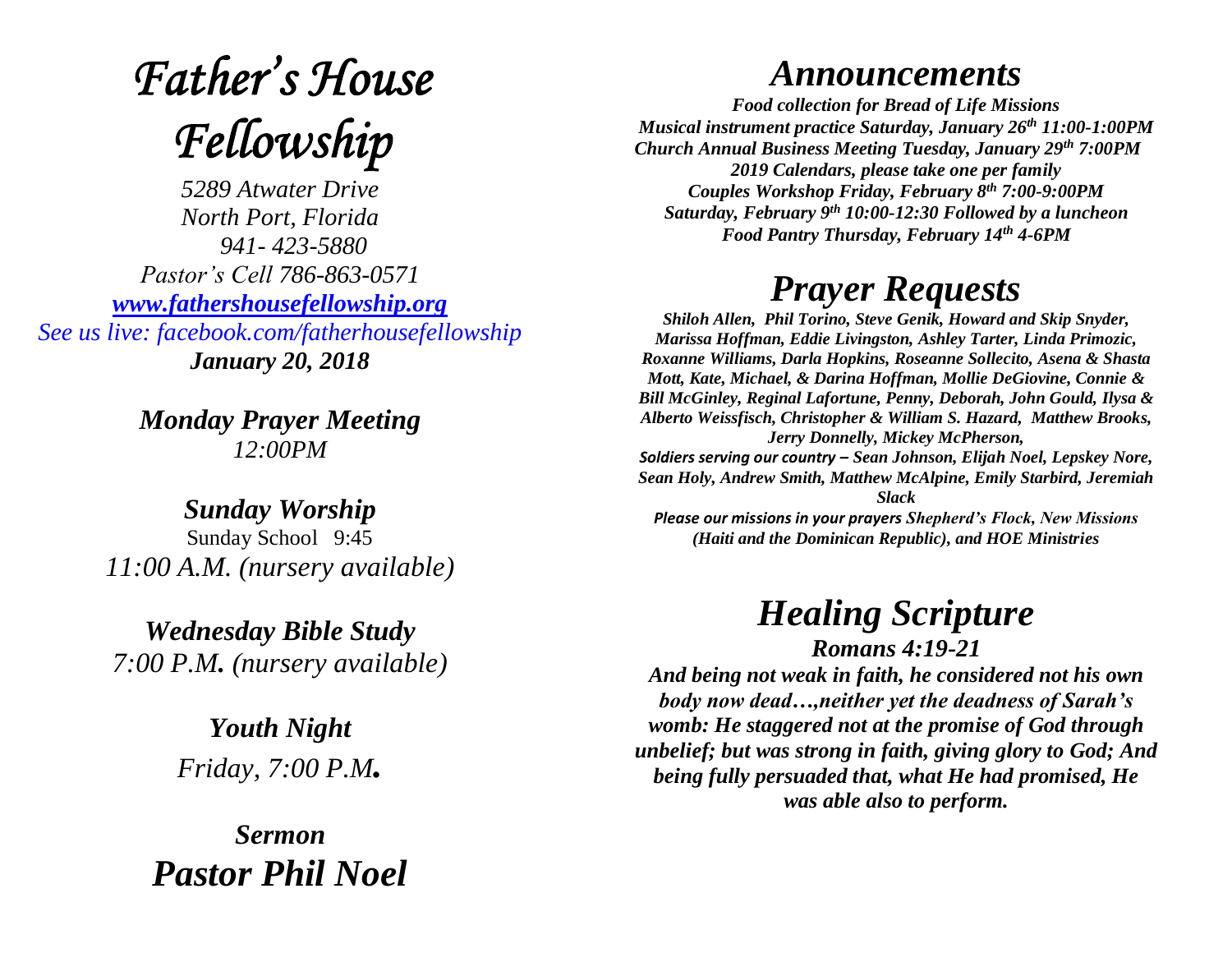# *Father's House Fellowship*

*5289 Atwater Drive*
*North Port, Florida*
*941- 423-5880*
*Pastor's Cell 786-863-0571*
***www.fathershousefellowship.org***
*See us live: facebook.com/fatherhousefellowship*
***January 20, 2018***

***Monday Prayer Meeting***
*12:00PM*

***Sunday Worship***
Sunday School 9:45
*11:00 A.M. (nursery available)*

***Wednesday Bible Study***
*7:00 P.M. (nursery available)*

***Youth Night***
*Friday, 7:00 P.M.*

***Sermon***
***Pastor Phil Noel***

# *Announcements*

***Food collection for Bread of Life Missions***
***Musical instrument practice Saturday, January 26th 11:00-1:00PM***
***Church Annual Business Meeting Tuesday, January 29th 7:00PM***
***2019 Calendars, please take one per family***
***Couples Workshop Friday, February 8th 7:00-9:00PM***
***Saturday, February 9th 10:00-12:30 Followed by a luncheon***
***Food Pantry Thursday, February 14th 4-6PM***

# *Prayer Requests*

***Shiloh Allen, Phil Torino, Steve Genik, Howard and Skip Snyder, Marissa Hoffman, Eddie Livingston, Ashley Tarter, Linda Primozic, Roxanne Williams, Darla Hopkins, Roseanne Sollecito, Asena & Shasta Mott, Kate, Michael, & Darina Hoffman, Mollie DeGiovine, Connie & Bill McGinley, Reginal Lafortune, Penny, Deborah, John Gould, Ilysa & Alberto Weissfisch, Christopher & William S. Hazard, Matthew Brooks, Jerry Donnelly, Mickey McPherson,***

***Soldiers serving our country – Sean Johnson, Elijah Noel, Lepskey Nore, Sean Holy, Andrew Smith, Matthew McAlpine, Emily Starbird, Jeremiah Slack***

***Please our missions in your prayers Shepherd's Flock, New Missions (Haiti and the Dominican Republic), and HOE Ministries***

# *Healing Scripture*

***Romans 4:19-21***

***And being not weak in faith, he considered not his own body now dead…,neither yet the deadness of Sarah's womb: He staggered not at the promise of God through unbelief; but was strong in faith, giving glory to God; And being fully persuaded that, what He had promised, He was able also to perform.***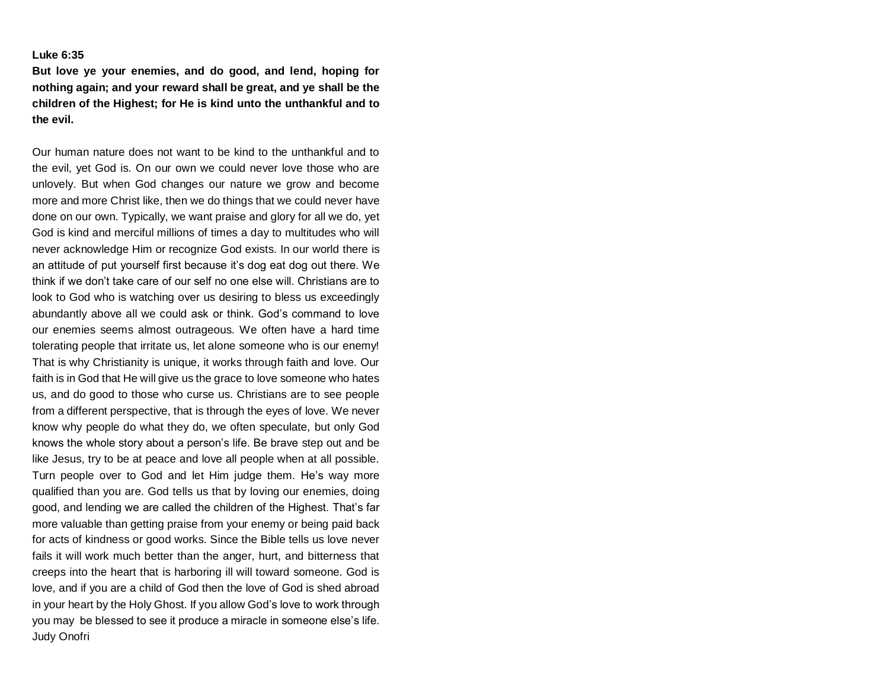**Luke 6:35**

**But love ye your enemies, and do good, and lend, hoping for nothing again; and your reward shall be great, and ye shall be the children of the Highest; for He is kind unto the unthankful and to the evil.**

Our human nature does not want to be kind to the unthankful and to the evil, yet God is. On our own we could never love those who are unlovely. But when God changes our nature we grow and become more and more Christ like, then we do things that we could never have done on our own. Typically, we want praise and glory for all we do, yet God is kind and merciful millions of times a day to multitudes who will never acknowledge Him or recognize God exists. In our world there is an attitude of put yourself first because it's dog eat dog out there. We think if we don't take care of our self no one else will. Christians are to look to God who is watching over us desiring to bless us exceedingly abundantly above all we could ask or think. God's command to love our enemies seems almost outrageous. We often have a hard time tolerating people that irritate us, let alone someone who is our enemy! That is why Christianity is unique, it works through faith and love. Our faith is in God that He will give us the grace to love someone who hates us, and do good to those who curse us. Christians are to see people from a different perspective, that is through the eyes of love. We never know why people do what they do, we often speculate, but only God knows the whole story about a person's life. Be brave step out and be like Jesus, try to be at peace and love all people when at all possible. Turn people over to God and let Him judge them. He's way more qualified than you are. God tells us that by loving our enemies, doing good, and lending we are called the children of the Highest. That's far more valuable than getting praise from your enemy or being paid back for acts of kindness or good works. Since the Bible tells us love never fails it will work much better than the anger, hurt, and bitterness that creeps into the heart that is harboring ill will toward someone. God is love, and if you are a child of God then the love of God is shed abroad in your heart by the Holy Ghost. If you allow God's love to work through you may be blessed to see it produce a miracle in someone else's life.

Judy Onofri